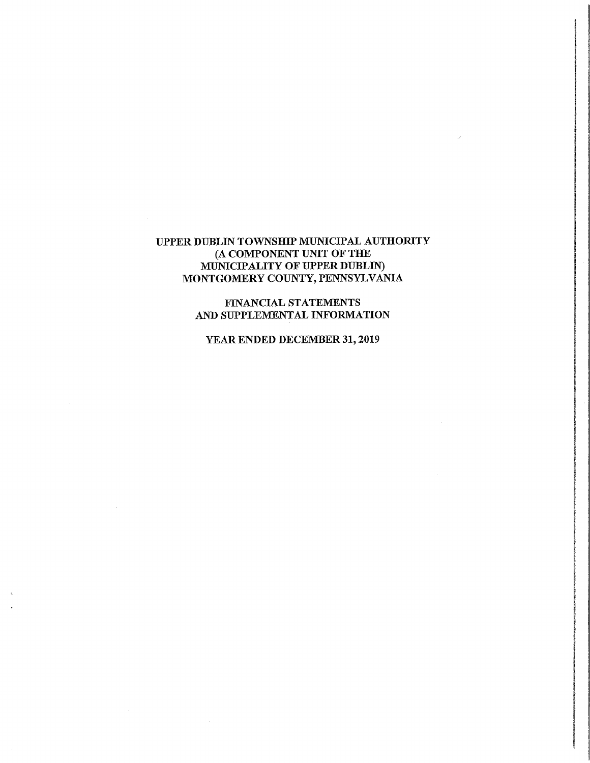# UPPER DUBLIN TOWNSHIP MUNICIPAL AUTHORITY
## (A COMPONENT UNIT OF THE MUNICIPALITY OF UPPER DUBLIN)
## MONTGOMERY COUNTY, PENNSYLVANIA

## FINANCIAL STATEMENTS AND SUPPLEMENTAL INFORMATION

## YEAR ENDED DECEMBER 31, 2019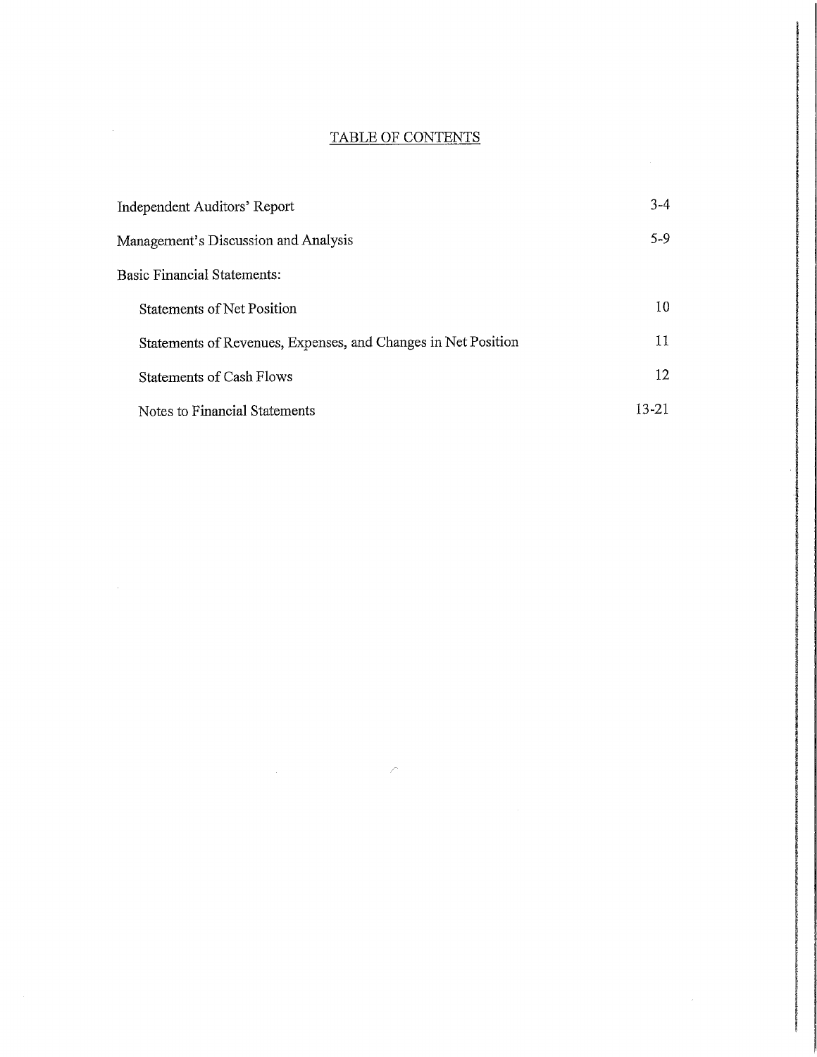# TABLE OF CONTENTS

| | |
|---|---|
| Independent Auditors' Report | 3-4 |
| Management's Discussion and Analysis | 5-9 |
| Basic Financial Statements: | |
| Statements of Net Position | 10 |
| Statements of Revenues, Expenses, and Changes in Net Position | 11 |
| Statements of Cash Flows | 12 |
| Notes to Financial Statements | 13-21 |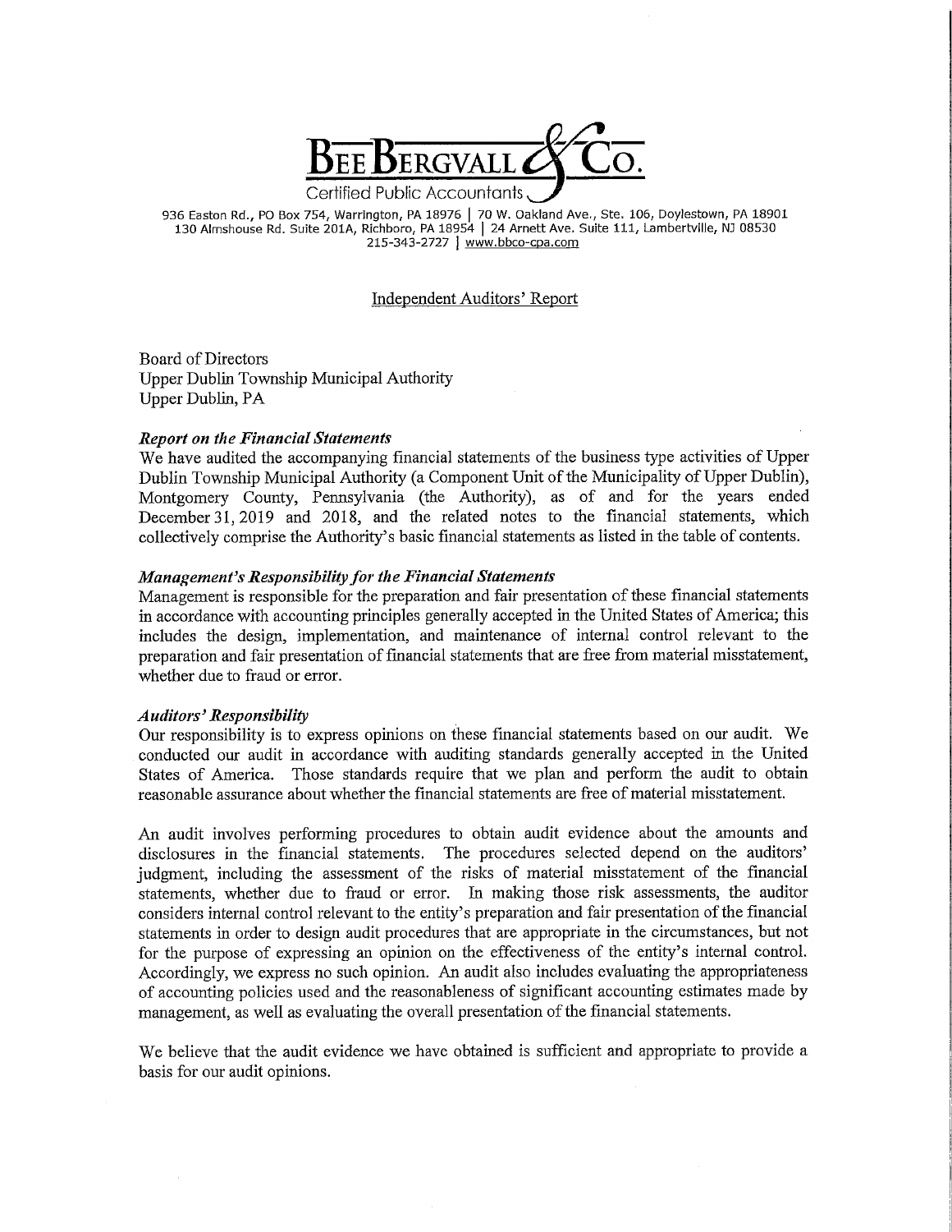**Bee Bergvall & Co.**
Certified Public Accountants

936 Easton Rd., PO Box 754, Warrington, PA 18976 | 70 W. Oakland Ave., Ste. 106, Doylestown, PA 18901
130 Almshouse Rd. Suite 201A, Richboro, PA 18954 | 24 Arnett Ave. Suite 111, Lambertville, NJ 08530
215-343-2727 | www.bbco-cpa.com

Independent Auditors' Report

Board of Directors
Upper Dublin Township Municipal Authority
Upper Dublin, PA

***Report on the Financial Statements***

We have audited the accompanying financial statements of the business type activities of Upper Dublin Township Municipal Authority (a Component Unit of the Municipality of Upper Dublin), Montgomery County, Pennsylvania (the Authority), as of and for the years ended December 31, 2019 and 2018, and the related notes to the financial statements, which collectively comprise the Authority's basic financial statements as listed in the table of contents.

***Management's Responsibility for the Financial Statements***

Management is responsible for the preparation and fair presentation of these financial statements in accordance with accounting principles generally accepted in the United States of America; this includes the design, implementation, and maintenance of internal control relevant to the preparation and fair presentation of financial statements that are free from material misstatement, whether due to fraud or error.

***Auditors' Responsibility***

Our responsibility is to express opinions on these financial statements based on our audit. We conducted our audit in accordance with auditing standards generally accepted in the United States of America. Those standards require that we plan and perform the audit to obtain reasonable assurance about whether the financial statements are free of material misstatement.

An audit involves performing procedures to obtain audit evidence about the amounts and disclosures in the financial statements. The procedures selected depend on the auditors' judgment, including the assessment of the risks of material misstatement of the financial statements, whether due to fraud or error. In making those risk assessments, the auditor considers internal control relevant to the entity's preparation and fair presentation of the financial statements in order to design audit procedures that are appropriate in the circumstances, but not for the purpose of expressing an opinion on the effectiveness of the entity's internal control. Accordingly, we express no such opinion. An audit also includes evaluating the appropriateness of accounting policies used and the reasonableness of significant accounting estimates made by management, as well as evaluating the overall presentation of the financial statements.

We believe that the audit evidence we have obtained is sufficient and appropriate to provide a basis for our audit opinions.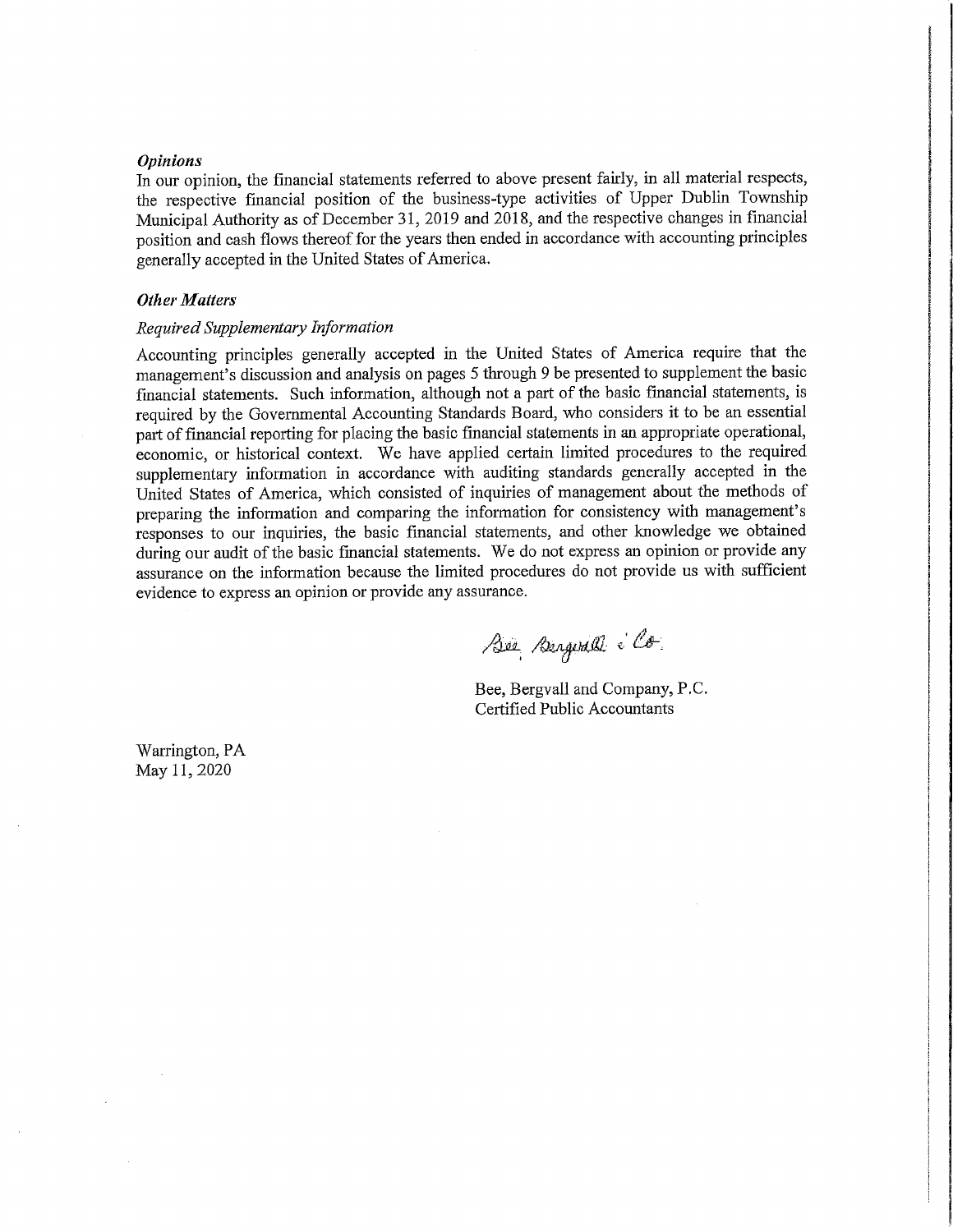### *Opinions*

In our opinion, the financial statements referred to above present fairly, in all material respects, the respective financial position of the business-type activities of Upper Dublin Township Municipal Authority as of December 31, 2019 and 2018, and the respective changes in financial position and cash flows thereof for the years then ended in accordance with accounting principles generally accepted in the United States of America.

### *Other Matters*

#### *Required Supplementary Information*

Accounting principles generally accepted in the United States of America require that the management's discussion and analysis on pages 5 through 9 be presented to supplement the basic financial statements. Such information, although not a part of the basic financial statements, is required by the Governmental Accounting Standards Board, who considers it to be an essential part of financial reporting for placing the basic financial statements in an appropriate operational, economic, or historical context. We have applied certain limited procedures to the required supplementary information in accordance with auditing standards generally accepted in the United States of America, which consisted of inquiries of management about the methods of preparing the information and comparing the information for consistency with management's responses to our inquiries, the basic financial statements, and other knowledge we obtained during our audit of the basic financial statements. We do not express an opinion or provide any assurance on the information because the limited procedures do not provide us with sufficient evidence to express an opinion or provide any assurance.

Bee, Bergvall & Co.

Bee, Bergvall and Company, P.C.
Certified Public Accountants

Warrington, PA
May 11, 2020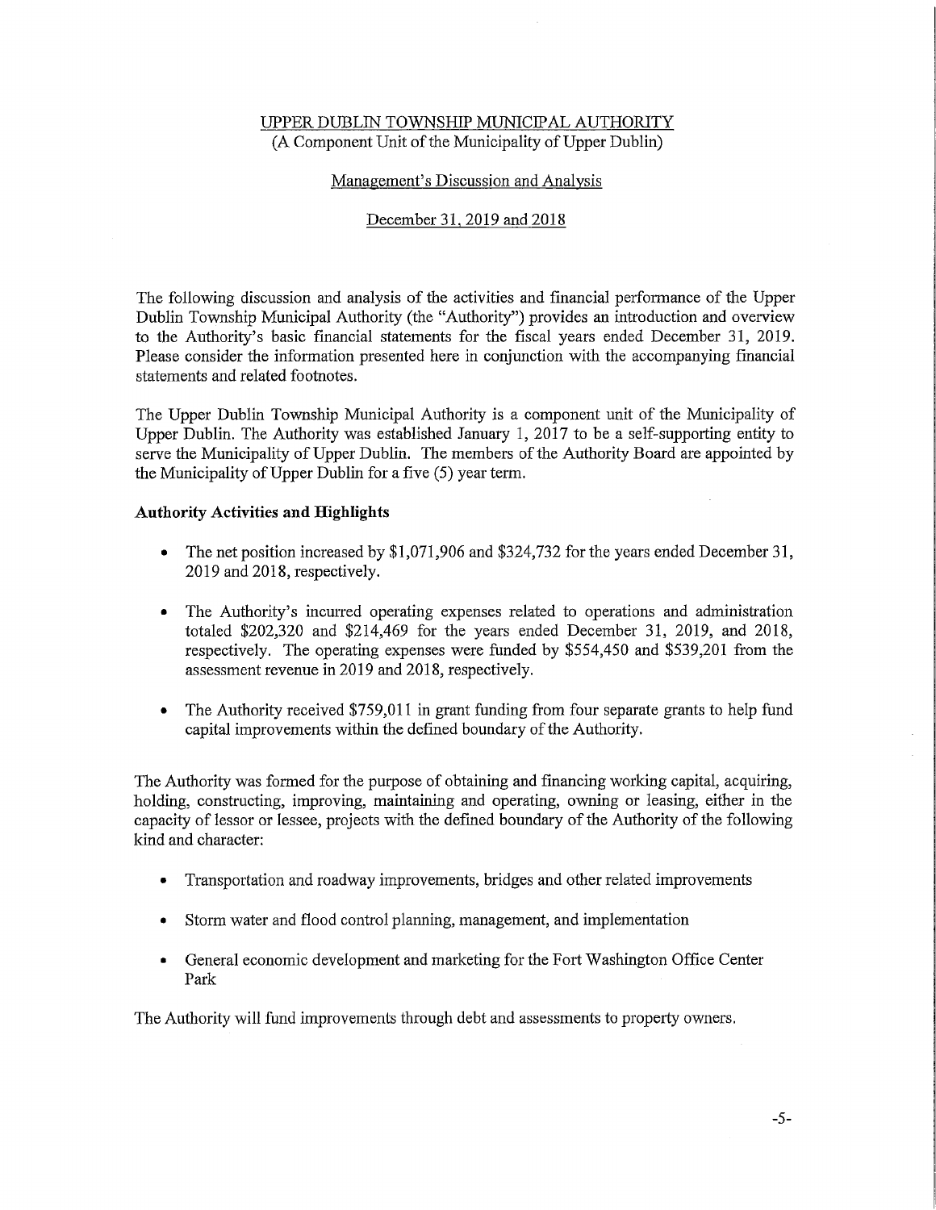UPPER DUBLIN TOWNSHIP MUNICIPAL AUTHORITY
(A Component Unit of the Municipality of Upper Dublin)

Management's Discussion and Analysis

December 31, 2019 and 2018

The following discussion and analysis of the activities and financial performance of the Upper Dublin Township Municipal Authority (the "Authority") provides an introduction and overview to the Authority's basic financial statements for the fiscal years ended December 31, 2019. Please consider the information presented here in conjunction with the accompanying financial statements and related footnotes.

The Upper Dublin Township Municipal Authority is a component unit of the Municipality of Upper Dublin. The Authority was established January 1, 2017 to be a self-supporting entity to serve the Municipality of Upper Dublin. The members of the Authority Board are appointed by the Municipality of Upper Dublin for a five (5) year term.

**Authority Activities and Highlights**

- The net position increased by $1,071,906 and $324,732 for the years ended December 31, 2019 and 2018, respectively.
- The Authority's incurred operating expenses related to operations and administration totaled $202,320 and $214,469 for the years ended December 31, 2019, and 2018, respectively. The operating expenses were funded by $554,450 and $539,201 from the assessment revenue in 2019 and 2018, respectively.
- The Authority received $759,011 in grant funding from four separate grants to help fund capital improvements within the defined boundary of the Authority.

The Authority was formed for the purpose of obtaining and financing working capital, acquiring, holding, constructing, improving, maintaining and operating, owning or leasing, either in the capacity of lessor or lessee, projects with the defined boundary of the Authority of the following kind and character:

- Transportation and roadway improvements, bridges and other related improvements
- Storm water and flood control planning, management, and implementation
- General economic development and marketing for the Fort Washington Office Center Park

The Authority will fund improvements through debt and assessments to property owners.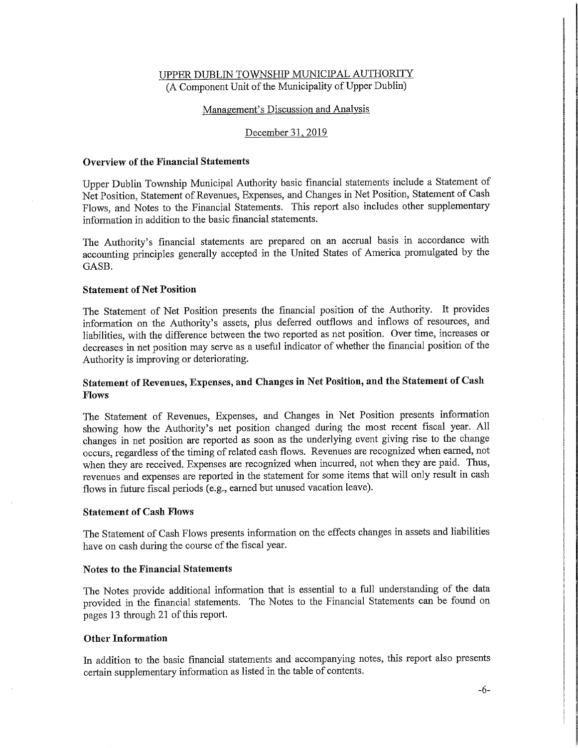UPPER DUBLIN TOWNSHIP MUNICIPAL AUTHORITY
(A Component Unit of the Municipality of Upper Dublin)

Management's Discussion and Analysis

December 31, 2019

### Overview of the Financial Statements

Upper Dublin Township Municipal Authority basic financial statements include a Statement of Net Position, Statement of Revenues, Expenses, and Changes in Net Position, Statement of Cash Flows, and Notes to the Financial Statements. This report also includes other supplementary information in addition to the basic financial statements.

The Authority's financial statements are prepared on an accrual basis in accordance with accounting principles generally accepted in the United States of America promulgated by the GASB.

### Statement of Net Position

The Statement of Net Position presents the financial position of the Authority. It provides information on the Authority's assets, plus deferred outflows and inflows of resources, and liabilities, with the difference between the two reported as net position. Over time, increases or decreases in net position may serve as a useful indicator of whether the financial position of the Authority is improving or deteriorating.

### Statement of Revenues, Expenses, and Changes in Net Position, and the Statement of Cash Flows

The Statement of Revenues, Expenses, and Changes in Net Position presents information showing how the Authority's net position changed during the most recent fiscal year. All changes in net position are reported as soon as the underlying event giving rise to the change occurs, regardless of the timing of related cash flows. Revenues are recognized when earned, not when they are received. Expenses are recognized when incurred, not when they are paid. Thus, revenues and expenses are reported in the statement for some items that will only result in cash flows in future fiscal periods (e.g., earned but unused vacation leave).

### Statement of Cash Flows

The Statement of Cash Flows presents information on the effects changes in assets and liabilities have on cash during the course of the fiscal year.

### Notes to the Financial Statements

The Notes provide additional information that is essential to a full understanding of the data provided in the financial statements. The Notes to the Financial Statements can be found on pages 13 through 21 of this report.

### Other Information

In addition to the basic financial statements and accompanying notes, this report also presents certain supplementary information as listed in the table of contents.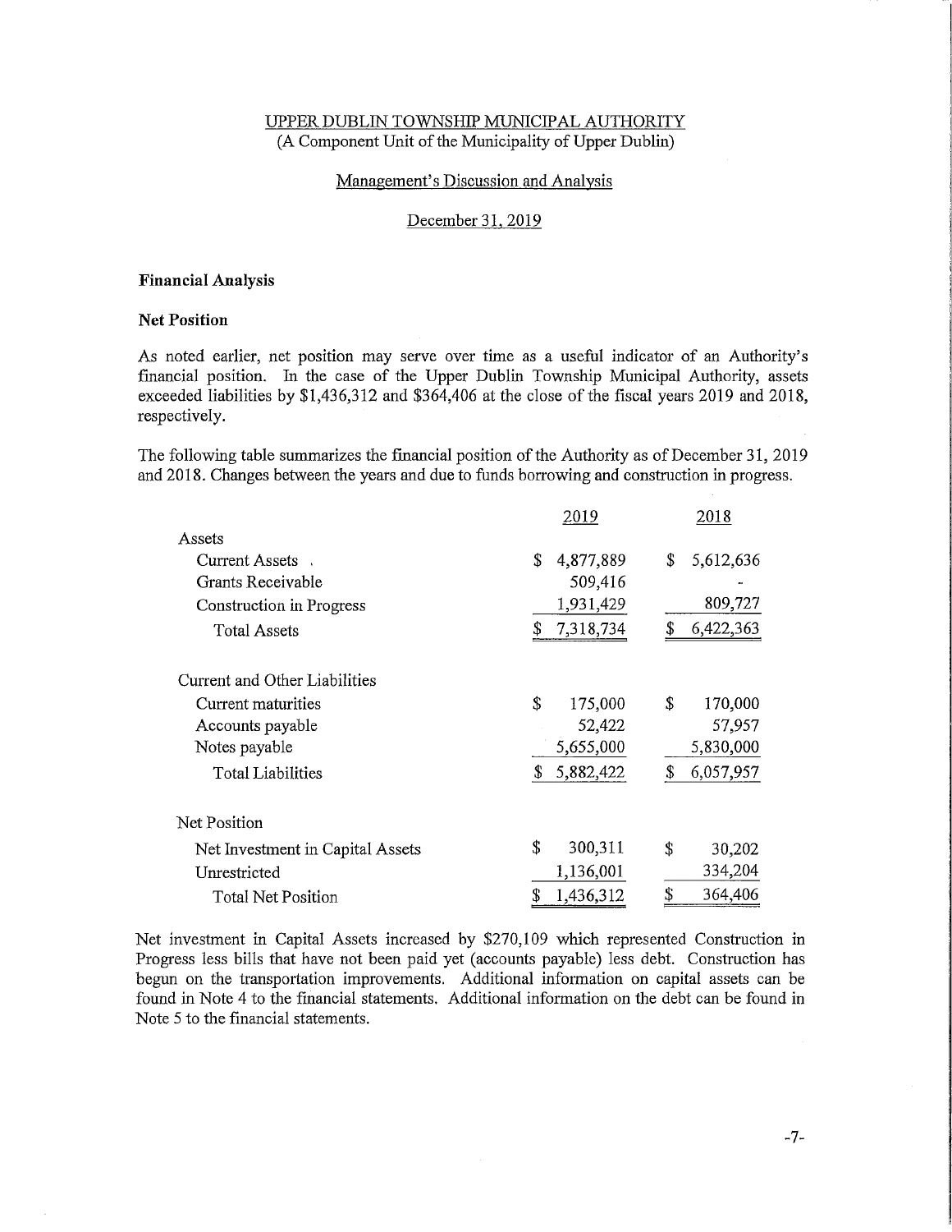UPPER DUBLIN TOWNSHIP MUNICIPAL AUTHORITY
(A Component Unit of the Municipality of Upper Dublin)

Management's Discussion and Analysis

December 31, 2019

**Financial Analysis**

**Net Position**

As noted earlier, net position may serve over time as a useful indicator of an Authority's financial position. In the case of the Upper Dublin Township Municipal Authority, assets exceeded liabilities by $1,436,312 and $364,406 at the close of the fiscal years 2019 and 2018, respectively.

The following table summarizes the financial position of the Authority as of December 31, 2019 and 2018. Changes between the years and due to funds borrowing and construction in progress.

| | 2019 | 2018 |
|---|---|---|
| Assets | | |
| Current Assets | $ 4,877,889 | $ 5,612,636 |
| Grants Receivable | 509,416 | - |
| Construction in Progress | 1,931,429 | 809,727 |
| Total Assets | $ 7,318,734 | $ 6,422,363 |
| Current and Other Liabilities | | |
| Current maturities | $ 175,000 | $ 170,000 |
| Accounts payable | 52,422 | 57,957 |
| Notes payable | 5,655,000 | 5,830,000 |
| Total Liabilities | $ 5,882,422 | $ 6,057,957 |
| Net Position | | |
| Net Investment in Capital Assets | $ 300,311 | $ 30,202 |
| Unrestricted | 1,136,001 | 334,204 |
| Total Net Position | $ 1,436,312 | $ 364,406 |

Net investment in Capital Assets increased by $270,109 which represented Construction in Progress less bills that have not been paid yet (accounts payable) less debt. Construction has begun on the transportation improvements. Additional information on capital assets can be found in Note 4 to the financial statements. Additional information on the debt can be found in Note 5 to the financial statements.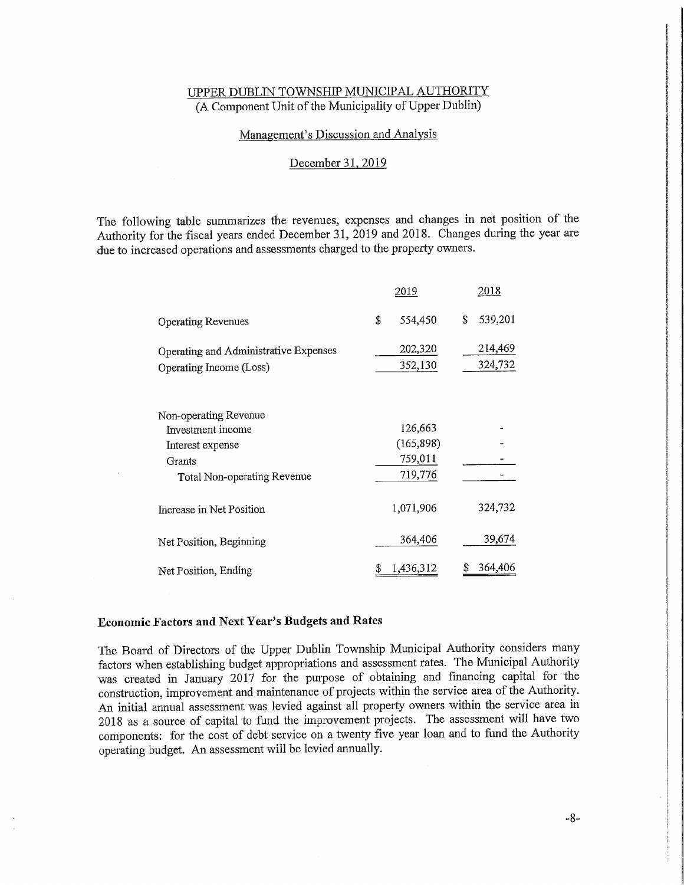# UPPER DUBLIN TOWNSHIP MUNICIPAL AUTHORITY

(A Component Unit of the Municipality of Upper Dublin)

Management's Discussion and Analysis

December 31, 2019

The following table summarizes the revenues, expenses and changes in net position of the Authority for the fiscal years ended December 31, 2019 and 2018. Changes during the year are due to increased operations and assessments charged to the property owners.

| | 2019 | 2018 |
|---|---|---|
| Operating Revenues | $ 554,450 | $ 539,201 |
| Operating and Administrative Expenses | 202,320 | 214,469 |
| Operating Income (Loss) | 352,130 | 324,732 |
| Non-operating Revenue | | |
| Investment income | 126,663 | - |
| Interest expense | (165,898) | - |
| Grants | 759,011 | - |
| Total Non-operating Revenue | 719,776 | - |
| Increase in Net Position | 1,071,906 | 324,732 |
| Net Position, Beginning | 364,406 | 39,674 |
| Net Position, Ending | $ 1,436,312 | $ 364,406 |

## Economic Factors and Next Year's Budgets and Rates

The Board of Directors of the Upper Dublin Township Municipal Authority considers many factors when establishing budget appropriations and assessment rates. The Municipal Authority was created in January 2017 for the purpose of obtaining and financing capital for the construction, improvement and maintenance of projects within the service area of the Authority. An initial annual assessment was levied against all property owners within the service area in 2018 as a source of capital to fund the improvement projects. The assessment will have two components: for the cost of debt service on a twenty five year loan and to fund the Authority operating budget. An assessment will be levied annually.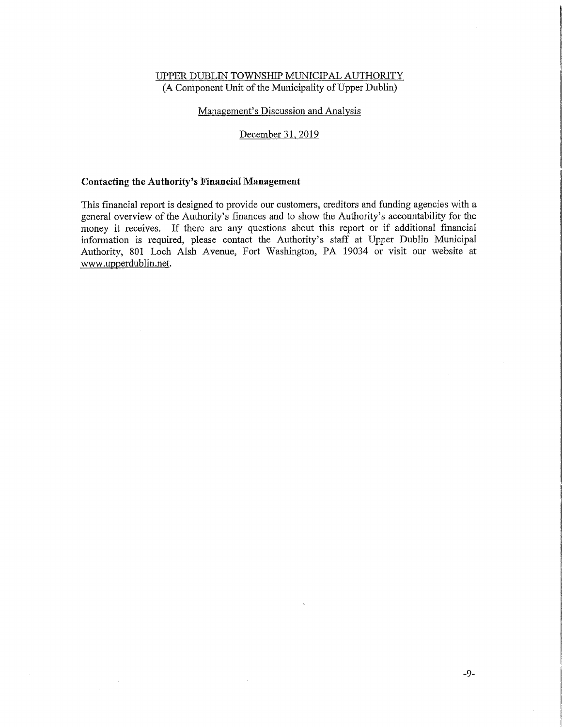UPPER DUBLIN TOWNSHIP MUNICIPAL AUTHORITY
(A Component Unit of the Municipality of Upper Dublin)

Management's Discussion and Analysis

December 31, 2019

## Contacting the Authority's Financial Management

This financial report is designed to provide our customers, creditors and funding agencies with a general overview of the Authority's finances and to show the Authority's accountability for the money it receives. If there are any questions about this report or if additional financial information is required, please contact the Authority's staff at Upper Dublin Municipal Authority, 801 Loch Alsh Avenue, Fort Washington, PA 19034 or visit our website at www.upperdublin.net.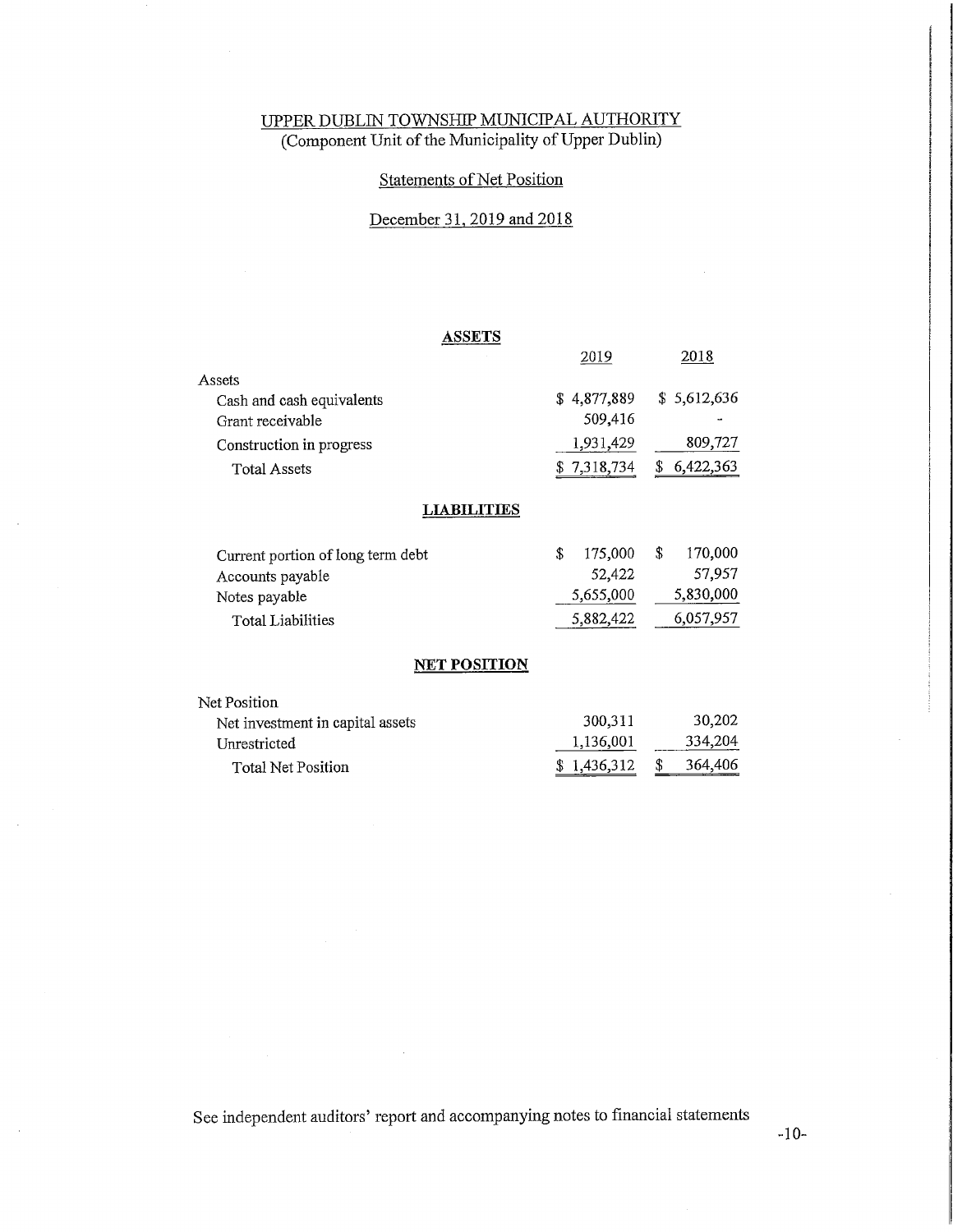# UPPER DUBLIN TOWNSHIP MUNICIPAL AUTHORITY

(Component Unit of the Municipality of Upper Dublin)

## Statements of Net Position

December 31, 2019 and 2018

| | 2019 | 2018 |
|---|---|---|
| **ASSETS** | | |
| Assets | | |
| Cash and cash equivalents | $ 4,877,889 | $ 5,612,636 |
| Grant receivable | 509,416 | - |
| Construction in progress | 1,931,429 | 809,727 |
| Total Assets | $ 7,318,734 | $ 6,422,363 |
| **LIABILITIES** | | |
| Current portion of long term debt | $ 175,000 | $ 170,000 |
| Accounts payable | 52,422 | 57,957 |
| Notes payable | 5,655,000 | 5,830,000 |
| Total Liabilities | 5,882,422 | 6,057,957 |
| **NET POSITION** | | |
| Net Position | | |
| Net investment in capital assets | 300,311 | 30,202 |
| Unrestricted | 1,136,001 | 334,204 |
| Total Net Position | $ 1,436,312 | $ 364,406 |

See independent auditors' report and accompanying notes to financial statements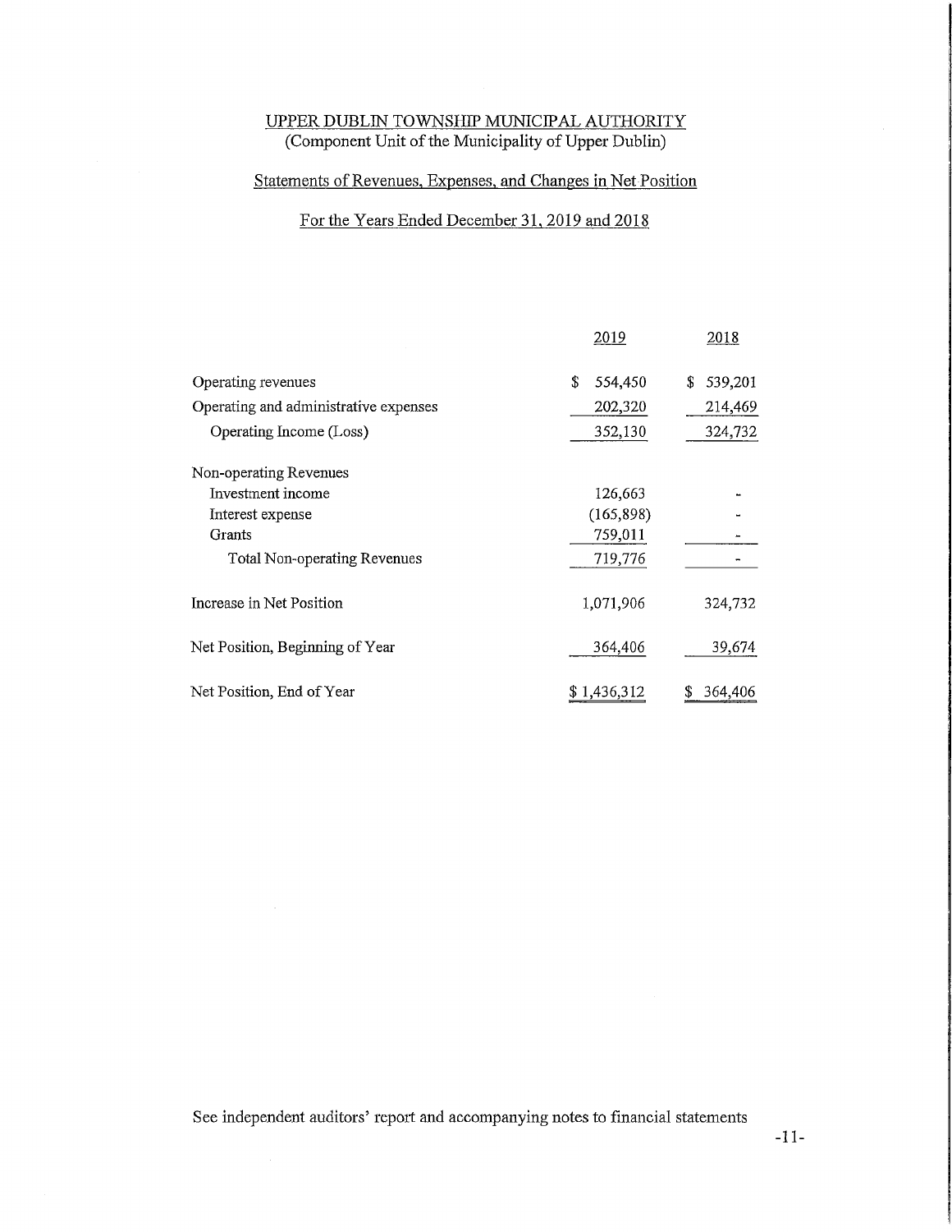UPPER DUBLIN TOWNSHIP MUNICIPAL AUTHORITY
(Component Unit of the Municipality of Upper Dublin)

## Statements of Revenues, Expenses, and Changes in Net Position

For the Years Ended December 31, 2019 and 2018

| | 2019 | 2018 |
|---|---|---|
| Operating revenues | $ 554,450 | $ 539,201 |
| Operating and administrative expenses | 202,320 | 214,469 |
| Operating Income (Loss) | 352,130 | 324,732 |
| Non-operating Revenues | | |
| Investment income | 126,663 | - |
| Interest expense | (165,898) | - |
| Grants | 759,011 | - |
| Total Non-operating Revenues | 719,776 | - |
| Increase in Net Position | 1,071,906 | 324,732 |
| Net Position, Beginning of Year | 364,406 | 39,674 |
| Net Position, End of Year | $ 1,436,312 | $ 364,406 |

See independent auditors' report and accompanying notes to financial statements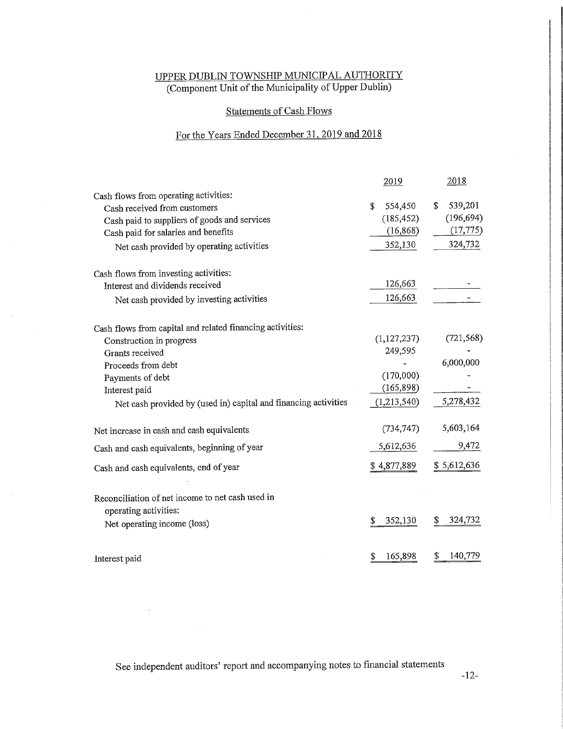# UPPER DUBLIN TOWNSHIP MUNICIPAL AUTHORITY

(Component Unit of the Municipality of Upper Dublin)

## Statements of Cash Flows

### For the Years Ended December 31, 2019 and 2018

| | 2019 | 2018 |
|---|---|---|
| Cash flows from operating activities: | | |
| Cash received from customers | $ 554,450 | $ 539,201 |
| Cash paid to suppliers of goods and services | (185,452) | (196,694) |
| Cash paid for salaries and benefits | (16,868) | (17,775) |
| Net cash provided by operating activities | 352,130 | 324,732 |
| | | |
| Cash flows from investing activities: | | |
| Interest and dividends received | 126,663 | - |
| Net cash provided by investing activities | 126,663 | - |
| | | |
| Cash flows from capital and related financing activities: | | |
| Construction in progress | (1,127,237) | (721,568) |
| Grants received | 249,595 | - |
| Proceeds from debt | - | 6,000,000 |
| Payments of debt | (170,000) | - |
| Interest paid | (165,898) | - |
| Net cash provided by (used in) capital and financing activities | (1,213,540) | 5,278,432 |
| | | |
| Net increase in cash and cash equivalents | (734,747) | 5,603,164 |
| Cash and cash equivalents, beginning of year | 5,612,636 | 9,472 |
| Cash and cash equivalents, end of year | $ 4,877,889 | $ 5,612,636 |
| | | |
| Reconciliation of net income to net cash used in operating activities: | | |
| Net operating income (loss) | $ 352,130 | $ 324,732 |
| | | |
| Interest paid | $ 165,898 | $ 140,779 |

See independent auditors' report and accompanying notes to financial statements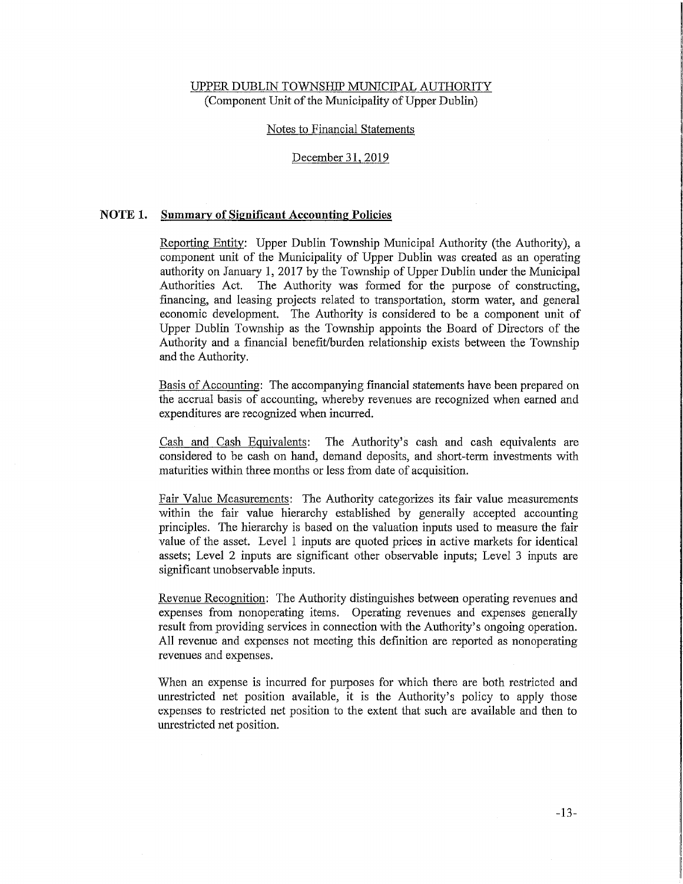UPPER DUBLIN TOWNSHIP MUNICIPAL AUTHORITY
(Component Unit of the Municipality of Upper Dublin)

Notes to Financial Statements

December 31, 2019

## NOTE 1. Summary of Significant Accounting Policies

Reporting Entity: Upper Dublin Township Municipal Authority (the Authority), a component unit of the Municipality of Upper Dublin was created as an operating authority on January 1, 2017 by the Township of Upper Dublin under the Municipal Authorities Act. The Authority was formed for the purpose of constructing, financing, and leasing projects related to transportation, storm water, and general economic development. The Authority is considered to be a component unit of Upper Dublin Township as the Township appoints the Board of Directors of the Authority and a financial benefit/burden relationship exists between the Township and the Authority.

Basis of Accounting: The accompanying financial statements have been prepared on the accrual basis of accounting, whereby revenues are recognized when earned and expenditures are recognized when incurred.

Cash and Cash Equivalents: The Authority's cash and cash equivalents are considered to be cash on hand, demand deposits, and short-term investments with maturities within three months or less from date of acquisition.

Fair Value Measurements: The Authority categorizes its fair value measurements within the fair value hierarchy established by generally accepted accounting principles. The hierarchy is based on the valuation inputs used to measure the fair value of the asset. Level 1 inputs are quoted prices in active markets for identical assets; Level 2 inputs are significant other observable inputs; Level 3 inputs are significant unobservable inputs.

Revenue Recognition: The Authority distinguishes between operating revenues and expenses from nonoperating items. Operating revenues and expenses generally result from providing services in connection with the Authority's ongoing operation. All revenue and expenses not meeting this definition are reported as nonoperating revenues and expenses.

When an expense is incurred for purposes for which there are both restricted and unrestricted net position available, it is the Authority's policy to apply those expenses to restricted net position to the extent that such are available and then to unrestricted net position.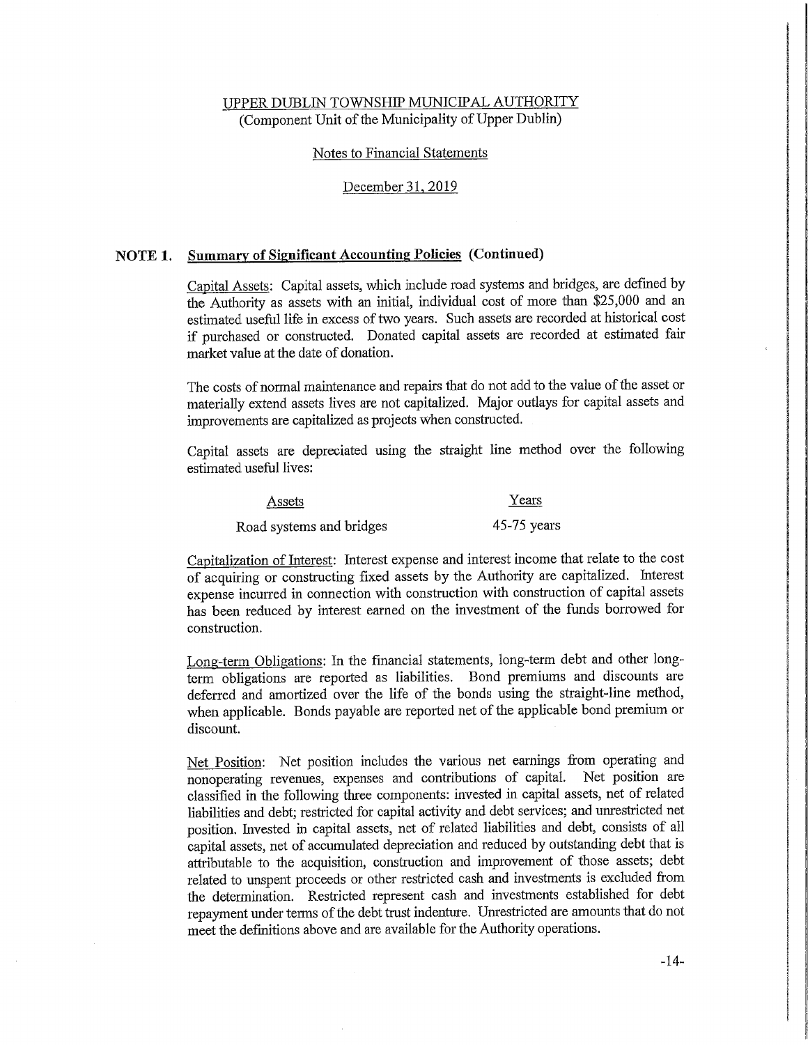UPPER DUBLIN TOWNSHIP MUNICIPAL AUTHORITY
(Component Unit of the Municipality of Upper Dublin)

Notes to Financial Statements

December 31, 2019

## NOTE 1. Summary of Significant Accounting Policies (Continued)

Capital Assets: Capital assets, which include road systems and bridges, are defined by the Authority as assets with an initial, individual cost of more than $25,000 and an estimated useful life in excess of two years. Such assets are recorded at historical cost if purchased or constructed. Donated capital assets are recorded at estimated fair market value at the date of donation.

The costs of normal maintenance and repairs that do not add to the value of the asset or materially extend assets lives are not capitalized. Major outlays for capital assets and improvements are capitalized as projects when constructed.

Capital assets are depreciated using the straight line method over the following estimated useful lives:

| Assets | Years |
|---|---|
| Road systems and bridges | 45-75 years |

Capitalization of Interest: Interest expense and interest income that relate to the cost of acquiring or constructing fixed assets by the Authority are capitalized. Interest expense incurred in connection with construction with construction of capital assets has been reduced by interest earned on the investment of the funds borrowed for construction.

Long-term Obligations: In the financial statements, long-term debt and other long-term obligations are reported as liabilities. Bond premiums and discounts are deferred and amortized over the life of the bonds using the straight-line method, when applicable. Bonds payable are reported net of the applicable bond premium or discount.

Net Position: Net position includes the various net earnings from operating and nonoperating revenues, expenses and contributions of capital. Net position are classified in the following three components: invested in capital assets, net of related liabilities and debt; restricted for capital activity and debt services; and unrestricted net position. Invested in capital assets, net of related liabilities and debt, consists of all capital assets, net of accumulated depreciation and reduced by outstanding debt that is attributable to the acquisition, construction and improvement of those assets; debt related to unspent proceeds or other restricted cash and investments is excluded from the determination. Restricted represent cash and investments established for debt repayment under terms of the debt trust indenture. Unrestricted are amounts that do not meet the definitions above and are available for the Authority operations.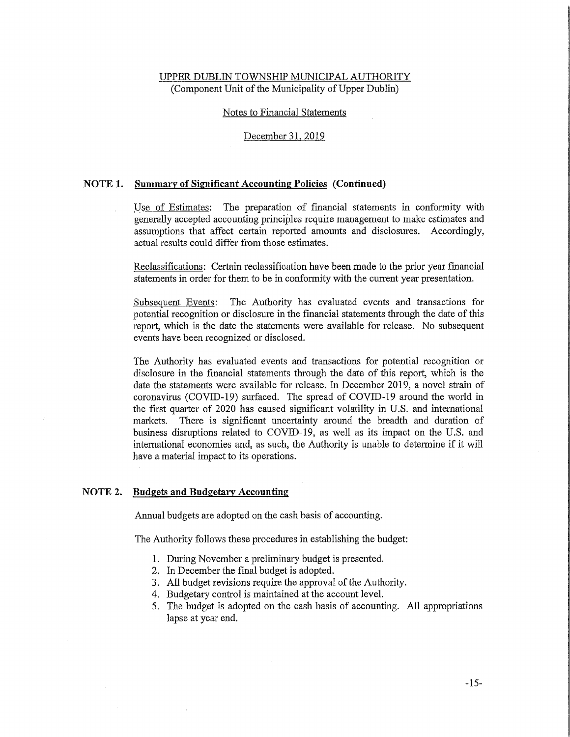UPPER DUBLIN TOWNSHIP MUNICIPAL AUTHORITY
(Component Unit of the Municipality of Upper Dublin)

Notes to Financial Statements

December 31, 2019

## NOTE 1. Summary of Significant Accounting Policies (Continued)

Use of Estimates: The preparation of financial statements in conformity with generally accepted accounting principles require management to make estimates and assumptions that affect certain reported amounts and disclosures. Accordingly, actual results could differ from those estimates.

Reclassifications: Certain reclassification have been made to the prior year financial statements in order for them to be in conformity with the current year presentation.

Subsequent Events: The Authority has evaluated events and transactions for potential recognition or disclosure in the financial statements through the date of this report, which is the date the statements were available for release. No subsequent events have been recognized or disclosed.

The Authority has evaluated events and transactions for potential recognition or disclosure in the financial statements through the date of this report, which is the date the statements were available for release. In December 2019, a novel strain of coronavirus (COVID-19) surfaced. The spread of COVID-19 around the world in the first quarter of 2020 has caused significant volatility in U.S. and international markets. There is significant uncertainty around the breadth and duration of business disruptions related to COVID-19, as well as its impact on the U.S. and international economies and, as such, the Authority is unable to determine if it will have a material impact to its operations.

## NOTE 2. Budgets and Budgetary Accounting

Annual budgets are adopted on the cash basis of accounting.

The Authority follows these procedures in establishing the budget:

1. During November a preliminary budget is presented.
2. In December the final budget is adopted.
3. All budget revisions require the approval of the Authority.
4. Budgetary control is maintained at the account level.
5. The budget is adopted on the cash basis of accounting. All appropriations lapse at year end.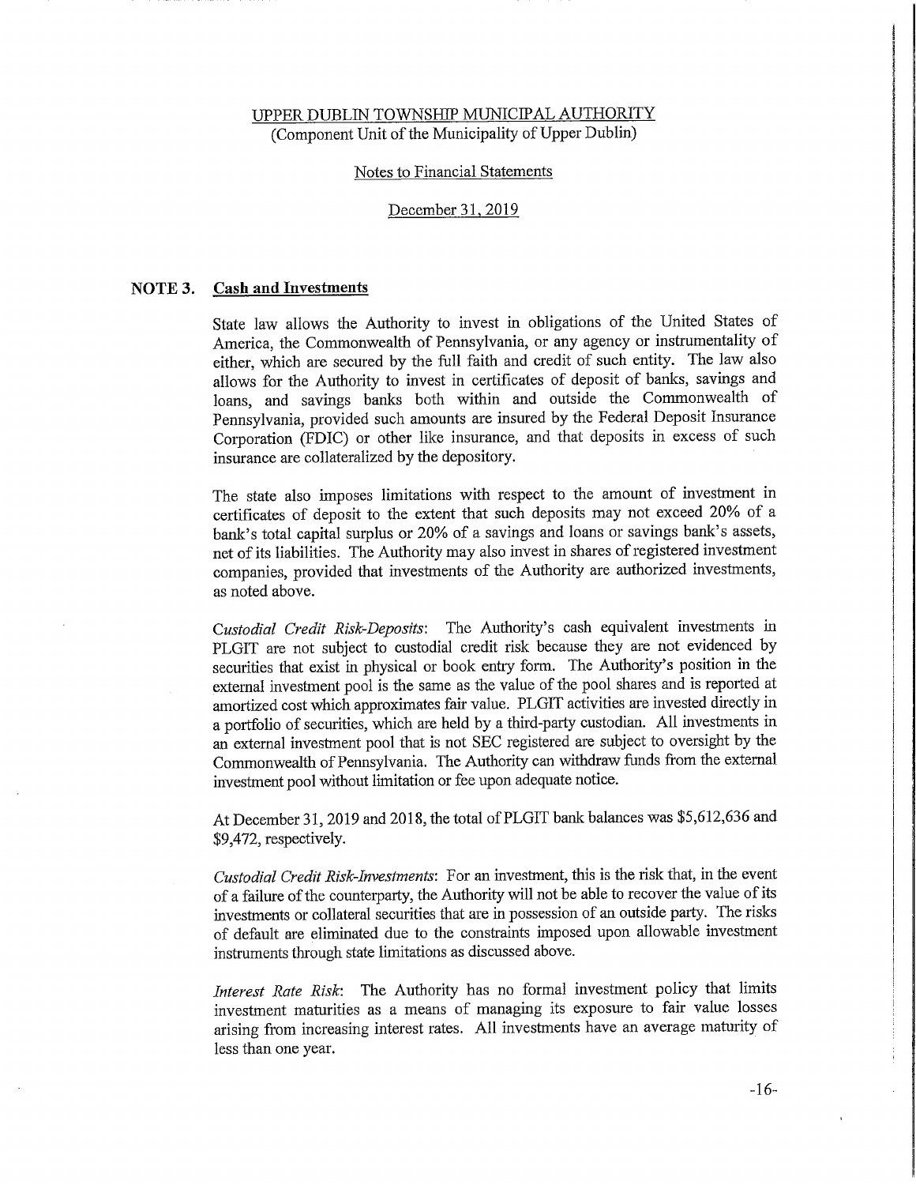UPPER DUBLIN TOWNSHIP MUNICIPAL AUTHORITY
(Component Unit of the Municipality of Upper Dublin)

Notes to Financial Statements

December 31, 2019

## NOTE 3. Cash and Investments

State law allows the Authority to invest in obligations of the United States of America, the Commonwealth of Pennsylvania, or any agency or instrumentality of either, which are secured by the full faith and credit of such entity. The law also allows for the Authority to invest in certificates of deposit of banks, savings and loans, and savings banks both within and outside the Commonwealth of Pennsylvania, provided such amounts are insured by the Federal Deposit Insurance Corporation (FDIC) or other like insurance, and that deposits in excess of such insurance are collateralized by the depository.

The state also imposes limitations with respect to the amount of investment in certificates of deposit to the extent that such deposits may not exceed 20% of a bank's total capital surplus or 20% of a savings and loans or savings bank's assets, net of its liabilities. The Authority may also invest in shares of registered investment companies, provided that investments of the Authority are authorized investments, as noted above.

*Custodial Credit Risk-Deposits*: The Authority's cash equivalent investments in PLGIT are not subject to custodial credit risk because they are not evidenced by securities that exist in physical or book entry form. The Authority's position in the external investment pool is the same as the value of the pool shares and is reported at amortized cost which approximates fair value. PLGIT activities are invested directly in a portfolio of securities, which are held by a third-party custodian. All investments in an external investment pool that is not SEC registered are subject to oversight by the Commonwealth of Pennsylvania. The Authority can withdraw funds from the external investment pool without limitation or fee upon adequate notice.

At December 31, 2019 and 2018, the total of PLGIT bank balances was $5,612,636 and $9,472, respectively.

*Custodial Credit Risk-Investments*: For an investment, this is the risk that, in the event of a failure of the counterparty, the Authority will not be able to recover the value of its investments or collateral securities that are in possession of an outside party. The risks of default are eliminated due to the constraints imposed upon allowable investment instruments through state limitations as discussed above.

*Interest Rate Risk*: The Authority has no formal investment policy that limits investment maturities as a means of managing its exposure to fair value losses arising from increasing interest rates. All investments have an average maturity of less than one year.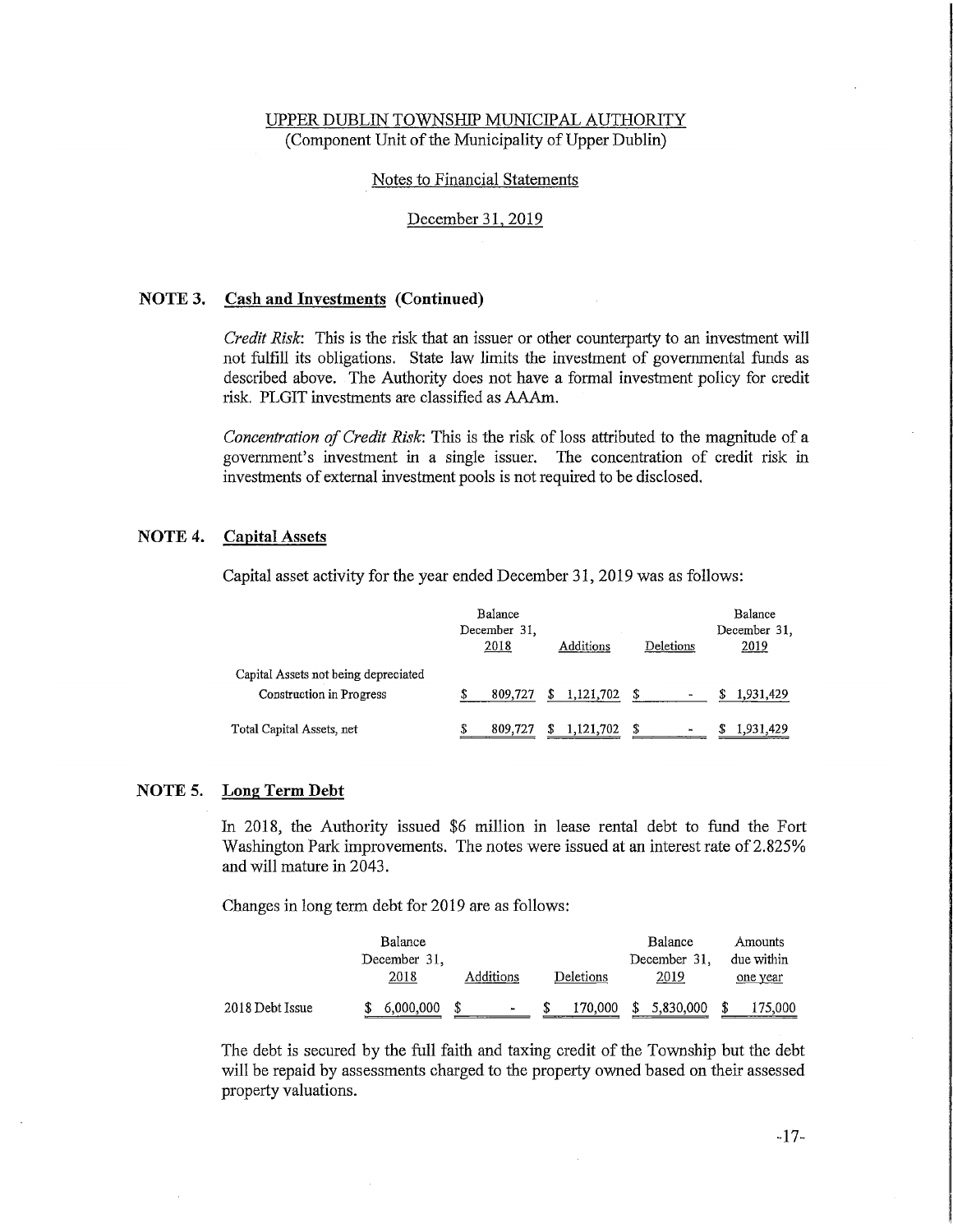UPPER DUBLIN TOWNSHIP MUNICIPAL AUTHORITY
(Component Unit of the Municipality of Upper Dublin)

Notes to Financial Statements

December 31, 2019

## NOTE 3. Cash and Investments (Continued)

*Credit Risk*: This is the risk that an issuer or other counterparty to an investment will not fulfill its obligations. State law limits the investment of governmental funds as described above. The Authority does not have a formal investment policy for credit risk. PLGIT investments are classified as AAAm.

*Concentration of Credit Risk*: This is the risk of loss attributed to the magnitude of a government's investment in a single issuer. The concentration of credit risk in investments of external investment pools is not required to be disclosed.

## NOTE 4. Capital Assets

Capital asset activity for the year ended December 31, 2019 was as follows:

| | Balance December 31, 2018 | Additions | Deletions | Balance December 31, 2019 |
|---|---|---|---|---|
| Capital Assets not being depreciated | | | | |
| Construction in Progress | $ 809,727 | $ 1,121,702 | $ - | $ 1,931,429 |
| Total Capital Assets, net | $ 809,727 | $ 1,121,702 | $ - | $ 1,931,429 |

## NOTE 5. Long Term Debt

In 2018, the Authority issued $6 million in lease rental debt to fund the Fort Washington Park improvements. The notes were issued at an interest rate of 2.825% and will mature in 2043.

Changes in long term debt for 2019 are as follows:

| | Balance December 31, 2018 | Additions | Deletions | Balance December 31, 2019 | Amounts due within one year |
|---|---|---|---|---|---|
| 2018 Debt Issue | $ 6,000,000 | $ - | $ 170,000 | $ 5,830,000 | $ 175,000 |

The debt is secured by the full faith and taxing credit of the Township but the debt will be repaid by assessments charged to the property owned based on their assessed property valuations.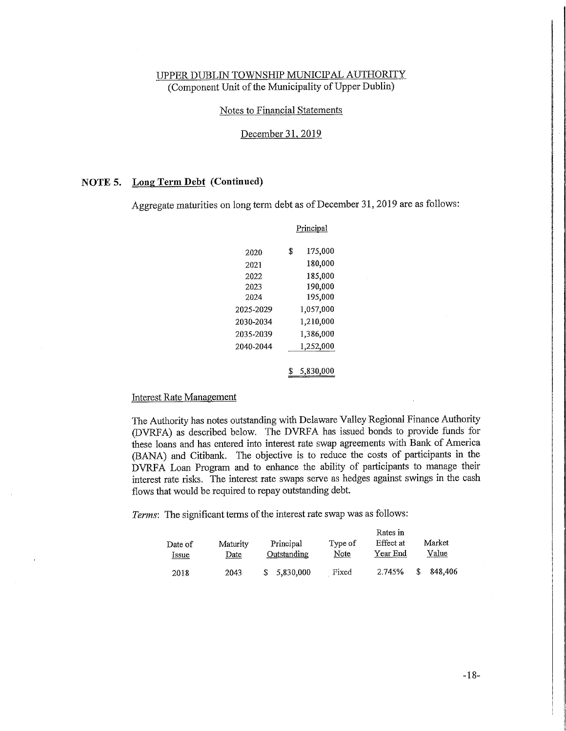UPPER DUBLIN TOWNSHIP MUNICIPAL AUTHORITY
(Component Unit of the Municipality of Upper Dublin)

Notes to Financial Statements

December 31, 2019

## NOTE 5. Long Term Debt (Continued)

Aggregate maturities on long term debt as of December 31, 2019 are as follows:

| | Principal |
|---|---|
| 2020 | $ 175,000 |
| 2021 | 180,000 |
| 2022 | 185,000 |
| 2023 | 190,000 |
| 2024 | 195,000 |
| 2025-2029 | 1,057,000 |
| 2030-2034 | 1,210,000 |
| 2035-2039 | 1,386,000 |
| 2040-2044 | 1,252,000 |
| | $ 5,830,000 |

### Interest Rate Management

The Authority has notes outstanding with Delaware Valley Regional Finance Authority (DVRFA) as described below. The DVRFA has issued bonds to provide funds for these loans and has entered into interest rate swap agreements with Bank of America (BANA) and Citibank. The objective is to reduce the costs of participants in the DVRFA Loan Program and to enhance the ability of participants to manage their interest rate risks. The interest rate swaps serve as hedges against swings in the cash flows that would be required to repay outstanding debt.

*Terms*: The significant terms of the interest rate swap was as follows:

| Date of Issue | Maturity Date | Principal Outstanding | Type of Note | Rates in Effect at Year End | Market Value |
|---|---|---|---|---|---|
| 2018 | 2043 | $ 5,830,000 | Fixed | 2.745% | $ 848,406 |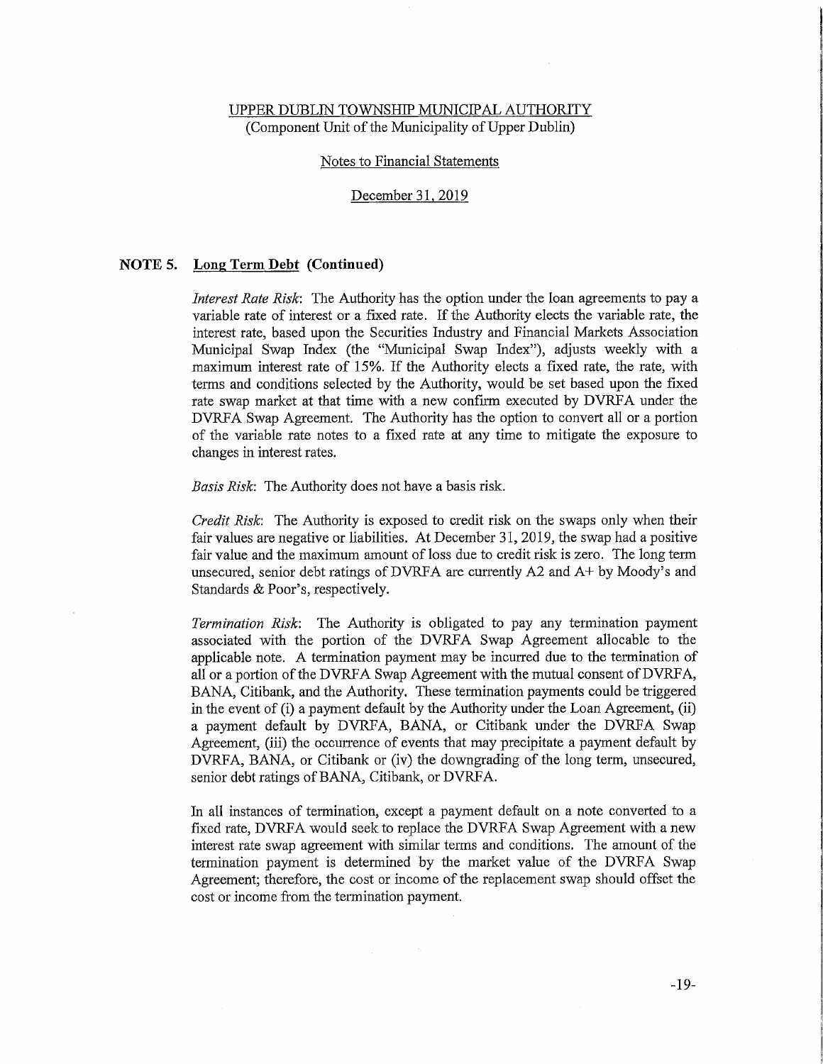UPPER DUBLIN TOWNSHIP MUNICIPAL AUTHORITY
(Component Unit of the Municipality of Upper Dublin)

Notes to Financial Statements

December 31, 2019

## NOTE 5. Long Term Debt (Continued)

*Interest Rate Risk*: The Authority has the option under the loan agreements to pay a variable rate of interest or a fixed rate. If the Authority elects the variable rate, the interest rate, based upon the Securities Industry and Financial Markets Association Municipal Swap Index (the "Municipal Swap Index"), adjusts weekly with a maximum interest rate of 15%. If the Authority elects a fixed rate, the rate, with terms and conditions selected by the Authority, would be set based upon the fixed rate swap market at that time with a new confirm executed by DVRFA under the DVRFA Swap Agreement. The Authority has the option to convert all or a portion of the variable rate notes to a fixed rate at any time to mitigate the exposure to changes in interest rates.

*Basis Risk*: The Authority does not have a basis risk.

*Credit Risk*: The Authority is exposed to credit risk on the swaps only when their fair values are negative or liabilities. At December 31, 2019, the swap had a positive fair value and the maximum amount of loss due to credit risk is zero. The long term unsecured, senior debt ratings of DVRFA are currently A2 and A+ by Moody's and Standards & Poor's, respectively.

*Termination Risk*: The Authority is obligated to pay any termination payment associated with the portion of the DVRFA Swap Agreement allocable to the applicable note. A termination payment may be incurred due to the termination of all or a portion of the DVRFA Swap Agreement with the mutual consent of DVRFA, BANA, Citibank, and the Authority. These termination payments could be triggered in the event of (i) a payment default by the Authority under the Loan Agreement, (ii) a payment default by DVRFA, BANA, or Citibank under the DVRFA Swap Agreement, (iii) the occurrence of events that may precipitate a payment default by DVRFA, BANA, or Citibank or (iv) the downgrading of the long term, unsecured, senior debt ratings of BANA, Citibank, or DVRFA.

In all instances of termination, except a payment default on a note converted to a fixed rate, DVRFA would seek to replace the DVRFA Swap Agreement with a new interest rate swap agreement with similar terms and conditions. The amount of the termination payment is determined by the market value of the DVRFA Swap Agreement; therefore, the cost or income of the replacement swap should offset the cost or income from the termination payment.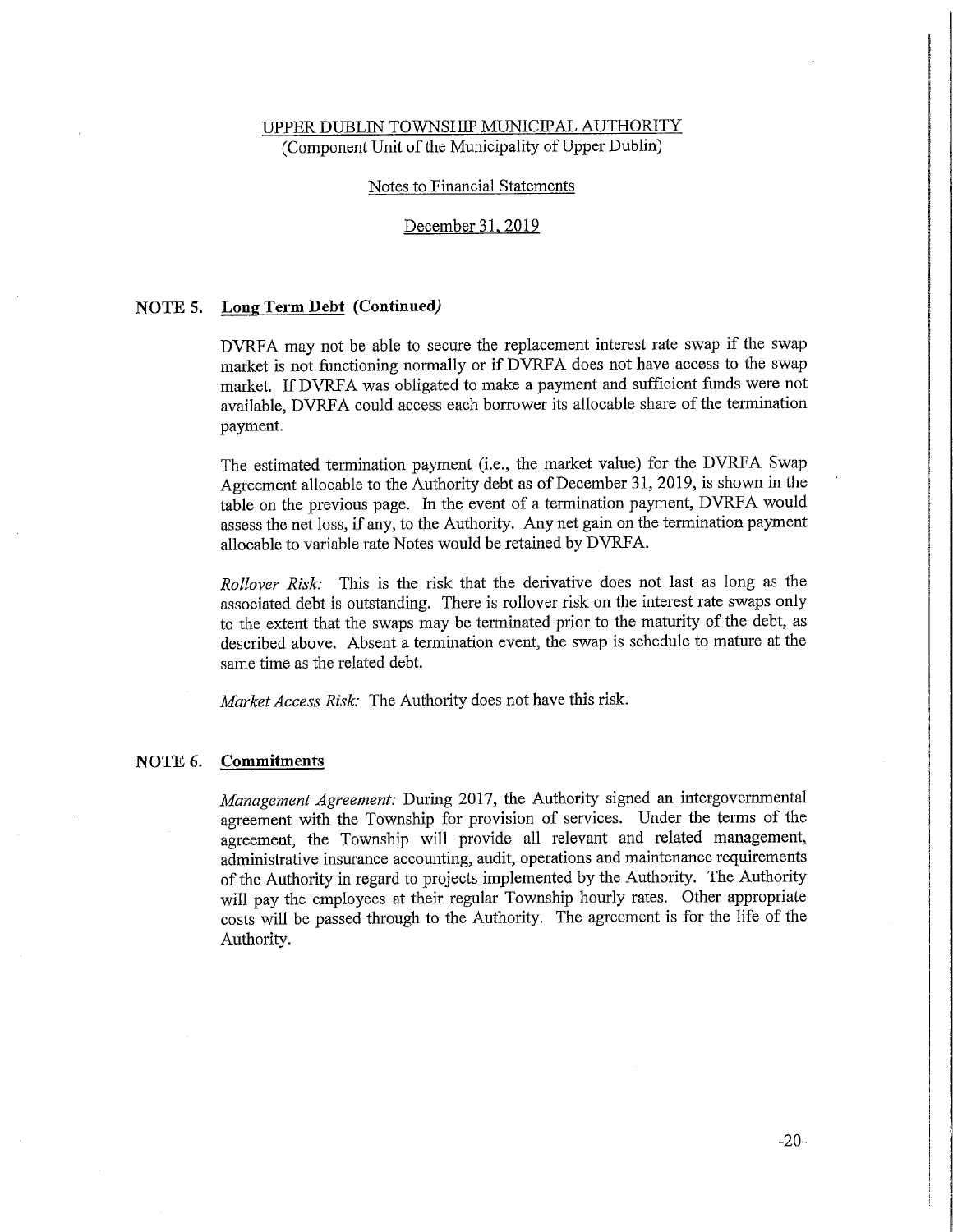UPPER DUBLIN TOWNSHIP MUNICIPAL AUTHORITY
(Component Unit of the Municipality of Upper Dublin)

Notes to Financial Statements

December 31, 2019

## NOTE 5. Long Term Debt (Continued)

DVRFA may not be able to secure the replacement interest rate swap if the swap market is not functioning normally or if DVRFA does not have access to the swap market. If DVRFA was obligated to make a payment and sufficient funds were not available, DVRFA could access each borrower its allocable share of the termination payment.

The estimated termination payment (i.e., the market value) for the DVRFA Swap Agreement allocable to the Authority debt as of December 31, 2019, is shown in the table on the previous page. In the event of a termination payment, DVRFA would assess the net loss, if any, to the Authority. Any net gain on the termination payment allocable to variable rate Notes would be retained by DVRFA.

*Rollover Risk:* This is the risk that the derivative does not last as long as the associated debt is outstanding. There is rollover risk on the interest rate swaps only to the extent that the swaps may be terminated prior to the maturity of the debt, as described above. Absent a termination event, the swap is schedule to mature at the same time as the related debt.

*Market Access Risk:* The Authority does not have this risk.

## NOTE 6. Commitments

*Management Agreement:* During 2017, the Authority signed an intergovernmental agreement with the Township for provision of services. Under the terms of the agreement, the Township will provide all relevant and related management, administrative insurance accounting, audit, operations and maintenance requirements of the Authority in regard to projects implemented by the Authority. The Authority will pay the employees at their regular Township hourly rates. Other appropriate costs will be passed through to the Authority. The agreement is for the life of the Authority.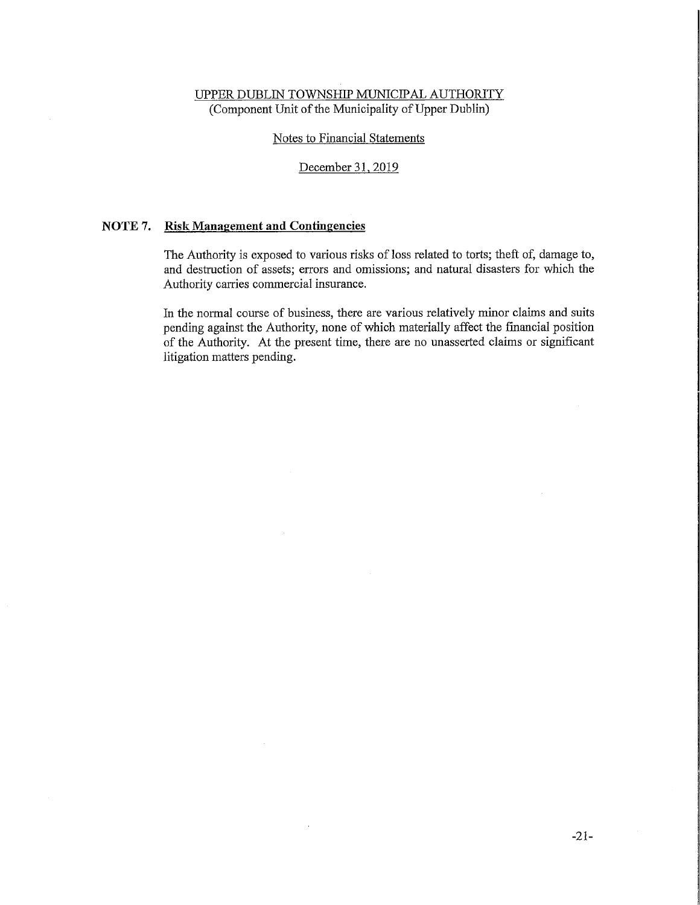UPPER DUBLIN TOWNSHIP MUNICIPAL AUTHORITY
(Component Unit of the Municipality of Upper Dublin)

Notes to Financial Statements

December 31, 2019

## NOTE 7. Risk Management and Contingencies

The Authority is exposed to various risks of loss related to torts; theft of, damage to, and destruction of assets; errors and omissions; and natural disasters for which the Authority carries commercial insurance.

In the normal course of business, there are various relatively minor claims and suits pending against the Authority, none of which materially affect the financial position of the Authority. At the present time, there are no unasserted claims or significant litigation matters pending.